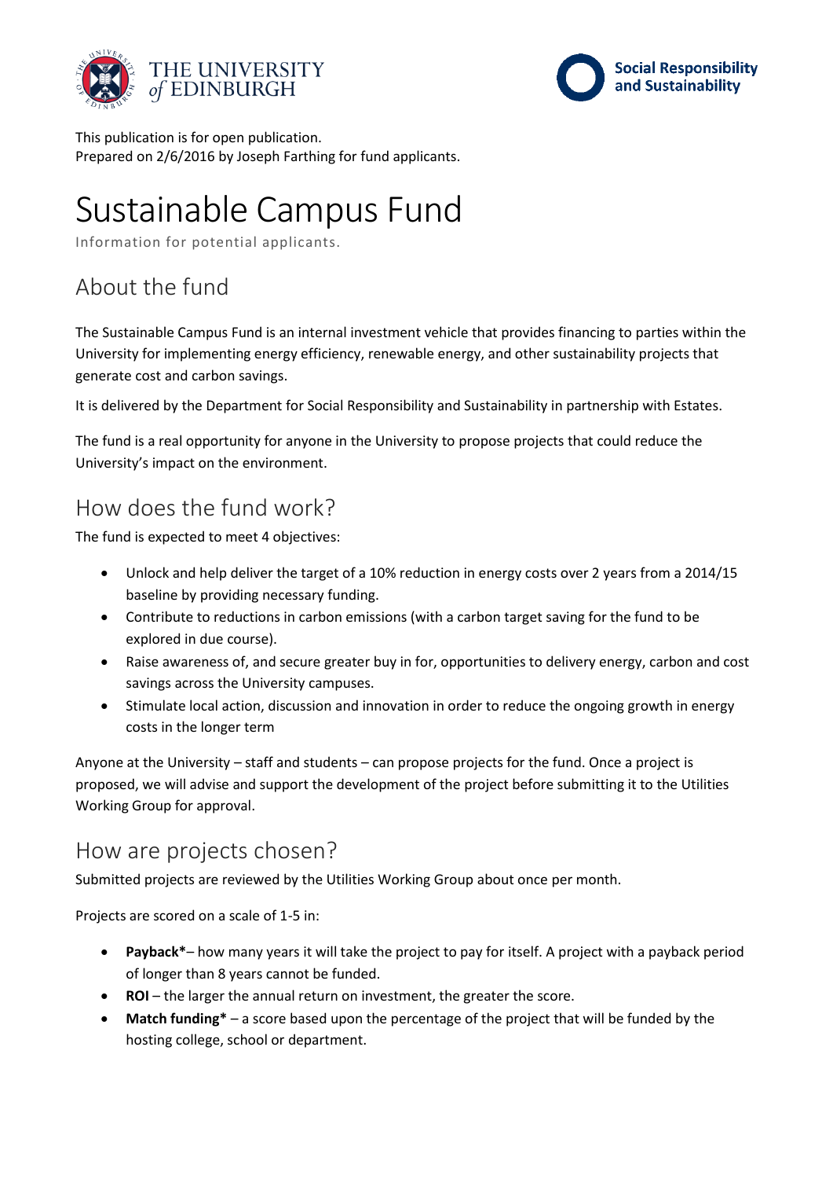This publication is for open publication.
Prepared on 2/6/2016 by Joseph Farthing for fund applicants.

# Sustainable Campus Fund

Information for potential applicants.

## About the fund

The Sustainable Campus Fund is an internal investment vehicle that provides financing to parties within the University for implementing energy efficiency, renewable energy, and other sustainability projects that generate cost and carbon savings.

It is delivered by the Department for Social Responsibility and Sustainability in partnership with Estates.

The fund is a real opportunity for anyone in the University to propose projects that could reduce the University's impact on the environment.

## How does the fund work?

The fund is expected to meet 4 objectives:

- Unlock and help deliver the target of a 10% reduction in energy costs over 2 years from a 2014/15 baseline by providing necessary funding.
- Contribute to reductions in carbon emissions (with a carbon target saving for the fund to be explored in due course).
- Raise awareness of, and secure greater buy in for, opportunities to delivery energy, carbon and cost savings across the University campuses.
- Stimulate local action, discussion and innovation in order to reduce the ongoing growth in energy costs in the longer term

Anyone at the University – staff and students – can propose projects for the fund. Once a project is proposed, we will advise and support the development of the project before submitting it to the Utilities Working Group for approval.

## How are projects chosen?

Submitted projects are reviewed by the Utilities Working Group about once per month.

Projects are scored on a scale of 1-5 in:

- **Payback***– how many years it will take the project to pay for itself. A project with a payback period of longer than 8 years cannot be funded.
- **ROI** – the larger the annual return on investment, the greater the score.
- **Match funding*** – a score based upon the percentage of the project that will be funded by the hosting college, school or department.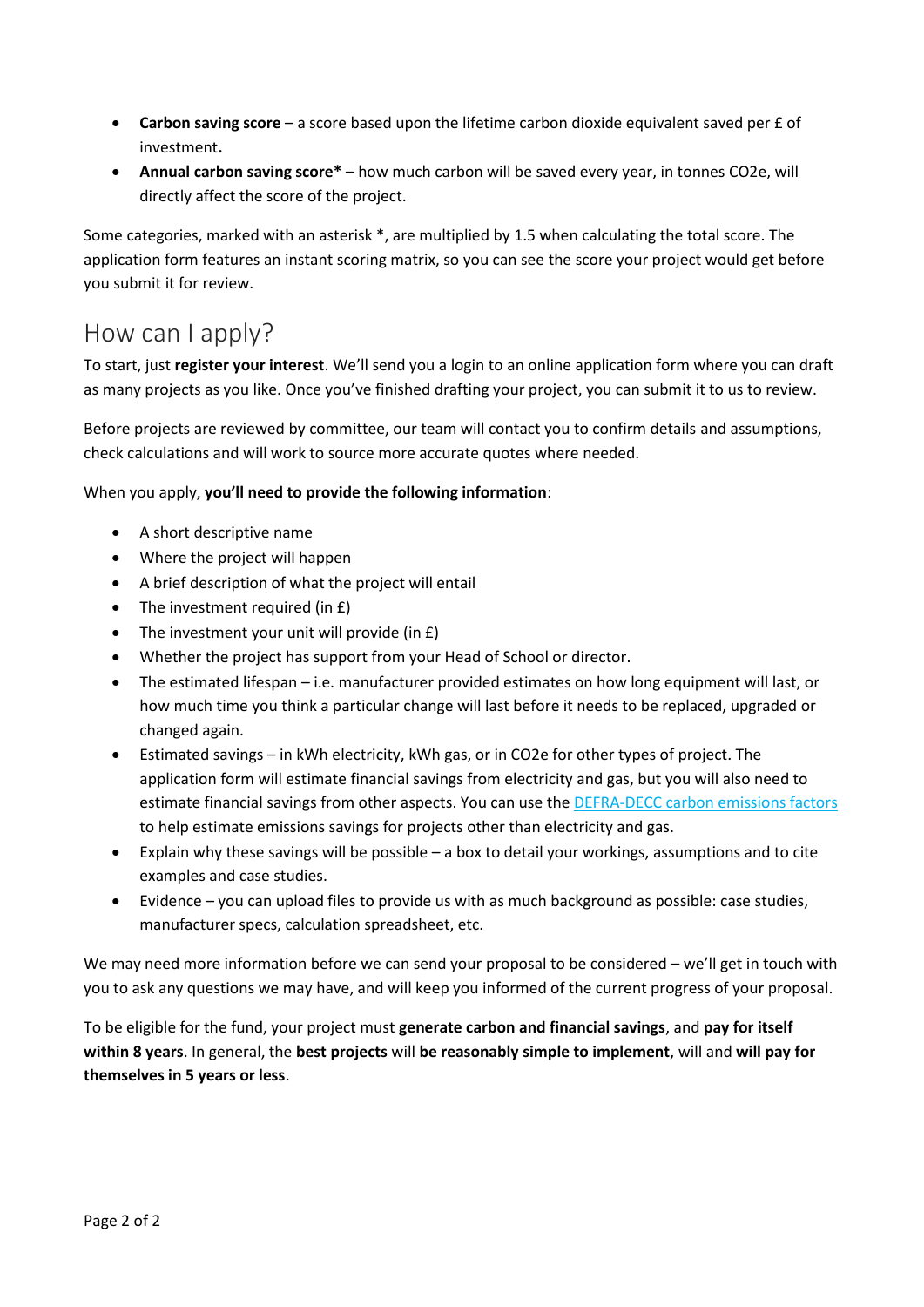- **Carbon saving score** – a score based upon the lifetime carbon dioxide equivalent saved per £ of investment**.**
- **Annual carbon saving score*** – how much carbon will be saved every year, in tonnes CO2e, will directly affect the score of the project.

Some categories, marked with an asterisk *, are multiplied by 1.5 when calculating the total score. The application form features an instant scoring matrix, so you can see the score your project would get before you submit it for review.

## How can I apply?

To start, just **register your interest**. We'll send you a login to an online application form where you can draft as many projects as you like. Once you've finished drafting your project, you can submit it to us to review.

Before projects are reviewed by committee, our team will contact you to confirm details and assumptions, check calculations and will work to source more accurate quotes where needed.

When you apply, **you'll need to provide the following information**:

- A short descriptive name
- Where the project will happen
- A brief description of what the project will entail
- The investment required (in £)
- The investment your unit will provide (in £)
- Whether the project has support from your Head of School or director.
- The estimated lifespan – i.e. manufacturer provided estimates on how long equipment will last, or how much time you think a particular change will last before it needs to be replaced, upgraded or changed again.
- Estimated savings – in kWh electricity, kWh gas, or in CO2e for other types of project. The application form will estimate financial savings from electricity and gas, but you will also need to estimate financial savings from other aspects. You can use the DEFRA-DECC carbon emissions factors to help estimate emissions savings for projects other than electricity and gas.
- Explain why these savings will be possible – a box to detail your workings, assumptions and to cite examples and case studies.
- Evidence – you can upload files to provide us with as much background as possible: case studies, manufacturer specs, calculation spreadsheet, etc.

We may need more information before we can send your proposal to be considered – we'll get in touch with you to ask any questions we may have, and will keep you informed of the current progress of your proposal.

To be eligible for the fund, your project must **generate carbon and financial savings**, and **pay for itself within 8 years**. In general, the **best projects** will **be reasonably simple to implement**, will and **will pay for themselves in 5 years or less**.